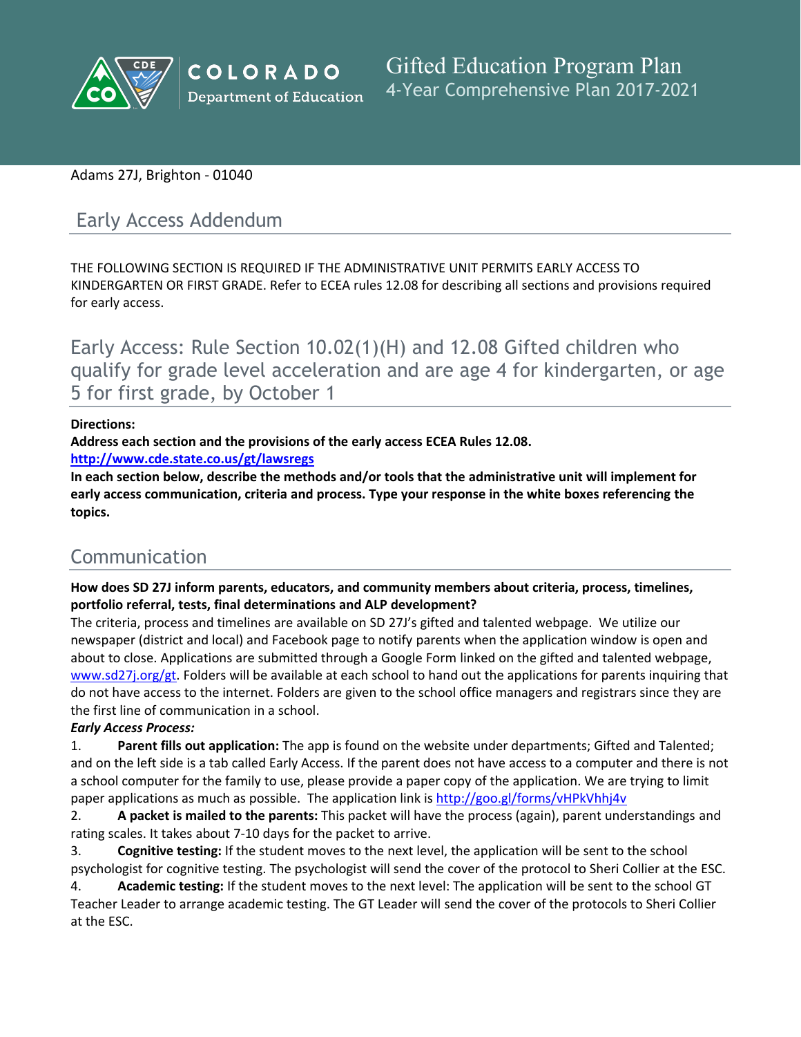COLORADO Department of Education

# Gifted Education Program Plan
4-Year Comprehensive Plan 2017-2021

Adams 27J, Brighton - 01040

## Early Access Addendum

THE FOLLOWING SECTION IS REQUIRED IF THE ADMINISTRATIVE UNIT PERMITS EARLY ACCESS TO KINDERGARTEN OR FIRST GRADE. Refer to ECEA rules 12.08 for describing all sections and provisions required for early access.

## Early Access: Rule Section 10.02(1)(H) and 12.08 Gifted children who qualify for grade level acceleration and are age 4 for kindergarten, or age 5 for first grade, by October 1

**Directions:**
**Address each section and the provisions of the early access ECEA Rules 12.08.**
**http://www.cde.state.co.us/gt/lawsregs**
**In each section below, describe the methods and/or tools that the administrative unit will implement for early access communication, criteria and process. Type your response in the white boxes referencing the topics.**

## Communication

**How does SD 27J inform parents, educators, and community members about criteria, process, timelines, portfolio referral, tests, final determinations and ALP development?**

The criteria, process and timelines are available on SD 27J's gifted and talented webpage. We utilize our newspaper (district and local) and Facebook page to notify parents when the application window is open and about to close. Applications are submitted through a Google Form linked on the gifted and talented webpage, www.sd27j.org/gt. Folders will be available at each school to hand out the applications for parents inquiring that do not have access to the internet. Folders are given to the school office managers and registrars since they are the first line of communication in a school.

***Early Access Process:***

1. **Parent fills out application:** The app is found on the website under departments; Gifted and Talented; and on the left side is a tab called Early Access. If the parent does not have access to a computer and there is not a school computer for the family to use, please provide a paper copy of the application. We are trying to limit paper applications as much as possible. The application link is http://goo.gl/forms/vHPkVhhj4v
2. **A packet is mailed to the parents:** This packet will have the process (again), parent understandings and rating scales. It takes about 7-10 days for the packet to arrive.
3. **Cognitive testing:** If the student moves to the next level, the application will be sent to the school psychologist for cognitive testing. The psychologist will send the cover of the protocol to Sheri Collier at the ESC.
4. **Academic testing:** If the student moves to the next level: The application will be sent to the school GT Teacher Leader to arrange academic testing. The GT Leader will send the cover of the protocols to Sheri Collier at the ESC.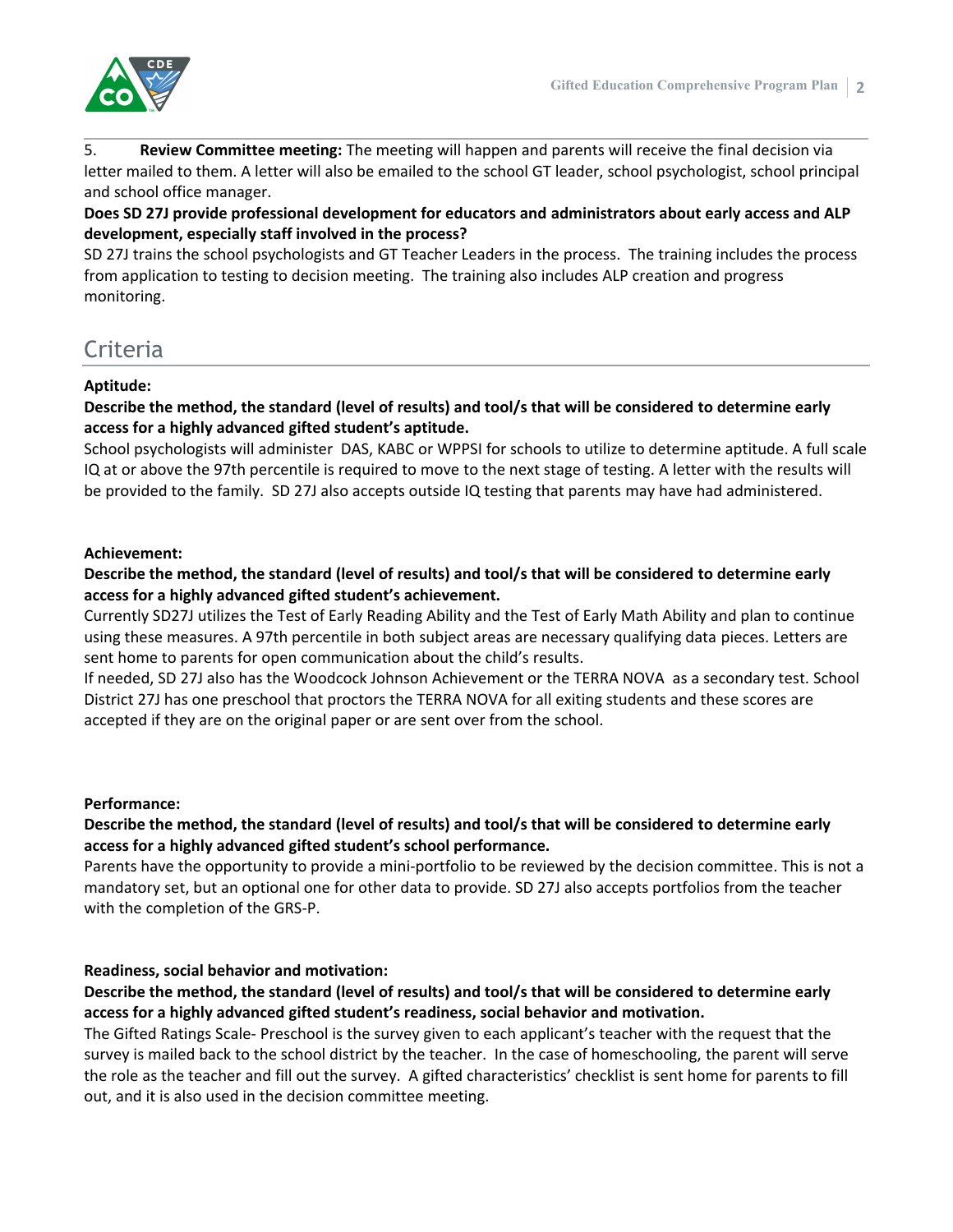5. **Review Committee meeting:** The meeting will happen and parents will receive the final decision via letter mailed to them. A letter will also be emailed to the school GT leader, school psychologist, school principal and school office manager.

**Does SD 27J provide professional development for educators and administrators about early access and ALP development, especially staff involved in the process?**

SD 27J trains the school psychologists and GT Teacher Leaders in the process. The training includes the process from application to testing to decision meeting. The training also includes ALP creation and progress monitoring.

## Criteria

**Aptitude:**

**Describe the method, the standard (level of results) and tool/s that will be considered to determine early access for a highly advanced gifted student's aptitude.**

School psychologists will administer DAS, KABC or WPPSI for schools to utilize to determine aptitude. A full scale IQ at or above the 97th percentile is required to move to the next stage of testing. A letter with the results will be provided to the family. SD 27J also accepts outside IQ testing that parents may have had administered.

**Achievement:**

**Describe the method, the standard (level of results) and tool/s that will be considered to determine early access for a highly advanced gifted student's achievement.**

Currently SD27J utilizes the Test of Early Reading Ability and the Test of Early Math Ability and plan to continue using these measures. A 97th percentile in both subject areas are necessary qualifying data pieces. Letters are sent home to parents for open communication about the child's results.

If needed, SD 27J also has the Woodcock Johnson Achievement or the TERRA NOVA as a secondary test. School District 27J has one preschool that proctors the TERRA NOVA for all exiting students and these scores are accepted if they are on the original paper or are sent over from the school.

**Performance:**

**Describe the method, the standard (level of results) and tool/s that will be considered to determine early access for a highly advanced gifted student's school performance.**

Parents have the opportunity to provide a mini-portfolio to be reviewed by the decision committee. This is not a mandatory set, but an optional one for other data to provide. SD 27J also accepts portfolios from the teacher with the completion of the GRS-P.

**Readiness, social behavior and motivation:**

**Describe the method, the standard (level of results) and tool/s that will be considered to determine early access for a highly advanced gifted student's readiness, social behavior and motivation.**

The Gifted Ratings Scale- Preschool is the survey given to each applicant's teacher with the request that the survey is mailed back to the school district by the teacher. In the case of homeschooling, the parent will serve the role as the teacher and fill out the survey. A gifted characteristics' checklist is sent home for parents to fill out, and it is also used in the decision committee meeting.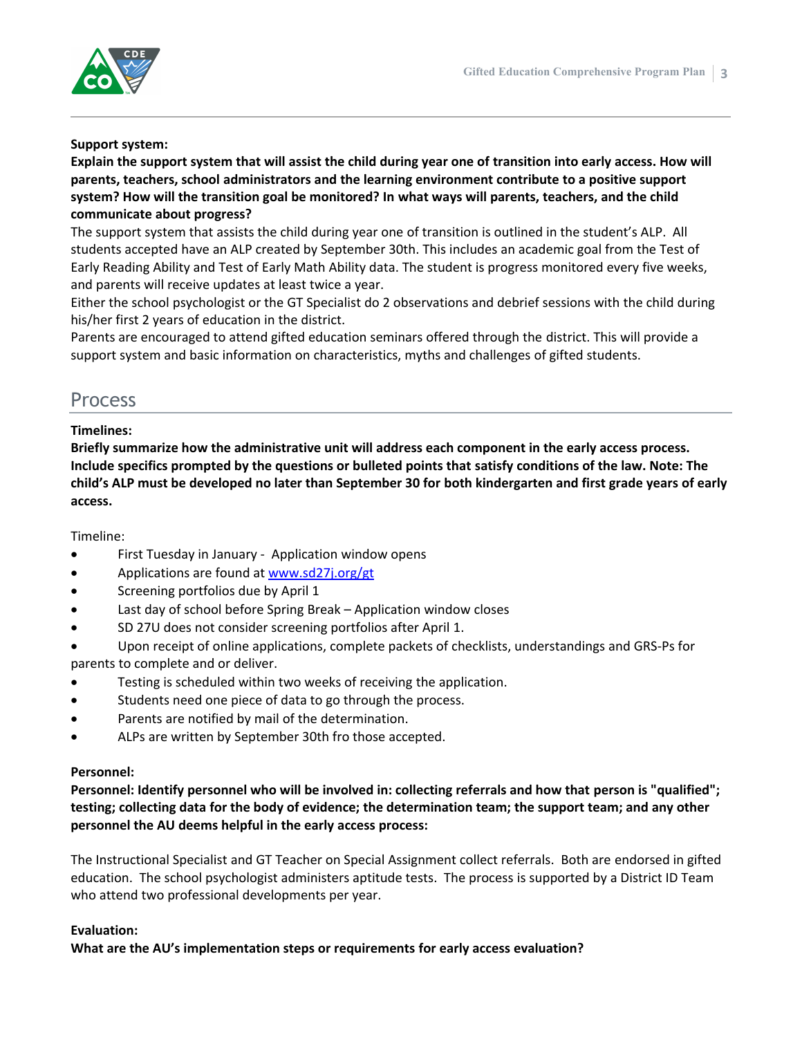**Support system:**

**Explain the support system that will assist the child during year one of transition into early access. How will parents, teachers, school administrators and the learning environment contribute to a positive support system? How will the transition goal be monitored? In what ways will parents, teachers, and the child communicate about progress?**

The support system that assists the child during year one of transition is outlined in the student's ALP. All students accepted have an ALP created by September 30th. This includes an academic goal from the Test of Early Reading Ability and Test of Early Math Ability data. The student is progress monitored every five weeks, and parents will receive updates at least twice a year.

Either the school psychologist or the GT Specialist do 2 observations and debrief sessions with the child during his/her first 2 years of education in the district.

Parents are encouraged to attend gifted education seminars offered through the district. This will provide a support system and basic information on characteristics, myths and challenges of gifted students.

## Process

**Timelines:**

**Briefly summarize how the administrative unit will address each component in the early access process. Include specifics prompted by the questions or bulleted points that satisfy conditions of the law. Note: The child's ALP must be developed no later than September 30 for both kindergarten and first grade years of early access.**

Timeline:

- First Tuesday in January - Application window opens
- Applications are found at [www.sd27j.org/gt](www.sd27j.org/gt)
- Screening portfolios due by April 1
- Last day of school before Spring Break – Application window closes
- SD 27U does not consider screening portfolios after April 1.
- Upon receipt of online applications, complete packets of checklists, understandings and GRS-Ps for parents to complete and or deliver.
- Testing is scheduled within two weeks of receiving the application.
- Students need one piece of data to go through the process.
- Parents are notified by mail of the determination.
- ALPs are written by September 30th fro those accepted.

**Personnel:**

**Personnel: Identify personnel who will be involved in: collecting referrals and how that person is "qualified"; testing; collecting data for the body of evidence; the determination team; the support team; and any other personnel the AU deems helpful in the early access process:**

The Instructional Specialist and GT Teacher on Special Assignment collect referrals. Both are endorsed in gifted education. The school psychologist administers aptitude tests. The process is supported by a District ID Team who attend two professional developments per year.

**Evaluation:**

**What are the AU's implementation steps or requirements for early access evaluation?**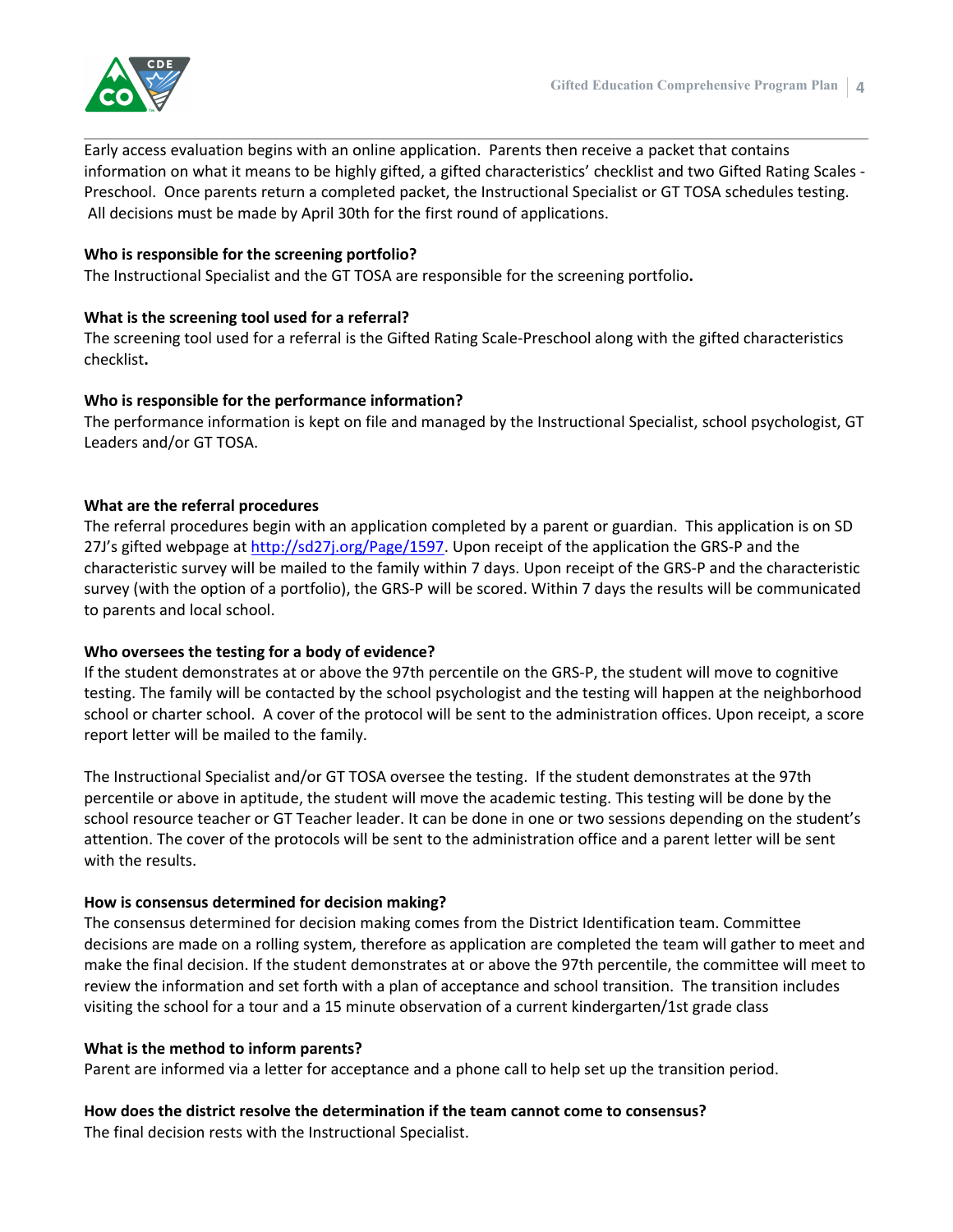Early access evaluation begins with an online application. Parents then receive a packet that contains information on what it means to be highly gifted, a gifted characteristics' checklist and two Gifted Rating Scales - Preschool. Once parents return a completed packet, the Instructional Specialist or GT TOSA schedules testing. All decisions must be made by April 30th for the first round of applications.

**Who is responsible for the screening portfolio?**
The Instructional Specialist and the GT TOSA are responsible for the screening portfolio**.**

**What is the screening tool used for a referral?**
The screening tool used for a referral is the Gifted Rating Scale-Preschool along with the gifted characteristics checklist**.**

**Who is responsible for the performance information?**
The performance information is kept on file and managed by the Instructional Specialist, school psychologist, GT Leaders and/or GT TOSA.

**What are the referral procedures**
The referral procedures begin with an application completed by a parent or guardian. This application is on SD 27J's gifted webpage at [http://sd27j.org/Page/1597](http://sd27j.org/Page/1597). Upon receipt of the application the GRS-P and the characteristic survey will be mailed to the family within 7 days. Upon receipt of the GRS-P and the characteristic survey (with the option of a portfolio), the GRS-P will be scored. Within 7 days the results will be communicated to parents and local school.

**Who oversees the testing for a body of evidence?**
If the student demonstrates at or above the 97th percentile on the GRS-P, the student will move to cognitive testing. The family will be contacted by the school psychologist and the testing will happen at the neighborhood school or charter school. A cover of the protocol will be sent to the administration offices. Upon receipt, a score report letter will be mailed to the family.

The Instructional Specialist and/or GT TOSA oversee the testing. If the student demonstrates at the 97th percentile or above in aptitude, the student will move the academic testing. This testing will be done by the school resource teacher or GT Teacher leader. It can be done in one or two sessions depending on the student's attention. The cover of the protocols will be sent to the administration office and a parent letter will be sent with the results.

**How is consensus determined for decision making?**
The consensus determined for decision making comes from the District Identification team. Committee decisions are made on a rolling system, therefore as application are completed the team will gather to meet and make the final decision. If the student demonstrates at or above the 97th percentile, the committee will meet to review the information and set forth with a plan of acceptance and school transition. The transition includes visiting the school for a tour and a 15 minute observation of a current kindergarten/1st grade class

**What is the method to inform parents?**
Parent are informed via a letter for acceptance and a phone call to help set up the transition period.

**How does the district resolve the determination if the team cannot come to consensus?**
The final decision rests with the Instructional Specialist.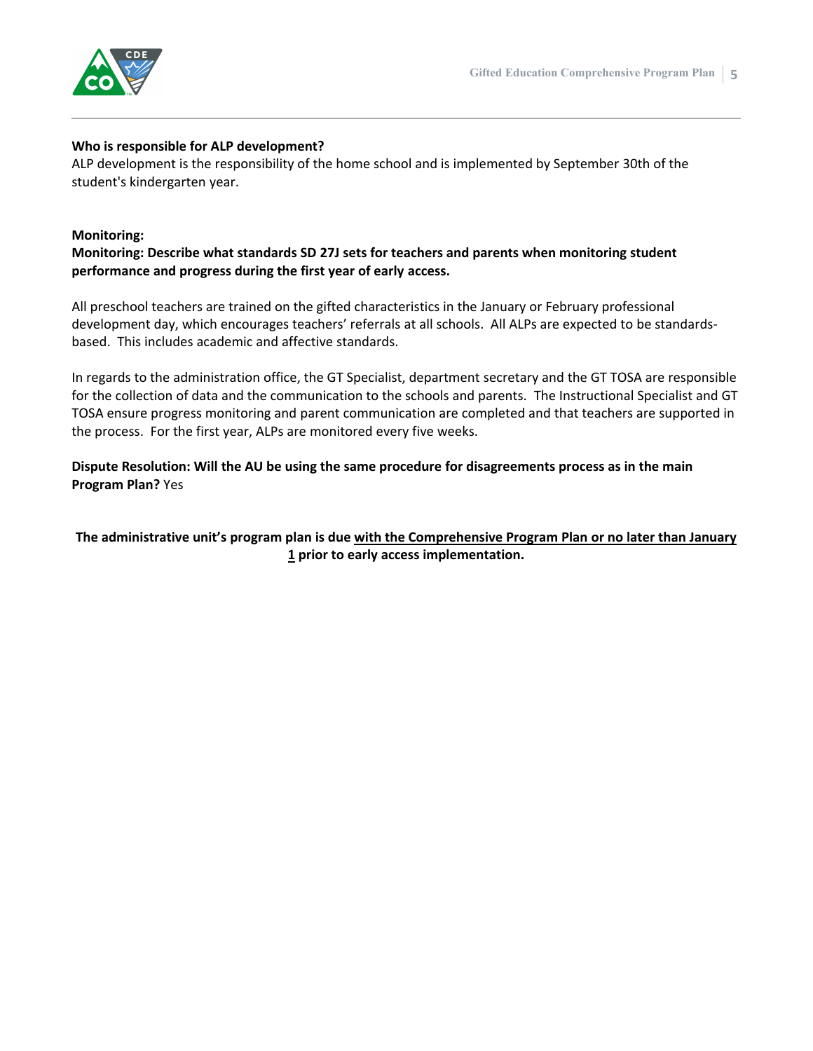**Who is responsible for ALP development?**
ALP development is the responsibility of the home school and is implemented by September 30th of the student's kindergarten year.

**Monitoring:**
**Monitoring: Describe what standards SD 27J sets for teachers and parents when monitoring student performance and progress during the first year of early access.**

All preschool teachers are trained on the gifted characteristics in the January or February professional development day, which encourages teachers' referrals at all schools. All ALPs are expected to be standards-based. This includes academic and affective standards.

In regards to the administration office, the GT Specialist, department secretary and the GT TOSA are responsible for the collection of data and the communication to the schools and parents. The Instructional Specialist and GT TOSA ensure progress monitoring and parent communication are completed and that teachers are supported in the process. For the first year, ALPs are monitored every five weeks.

**Dispute Resolution: Will the AU be using the same procedure for disagreements process as in the main Program Plan?** Yes

**The administrative unit's program plan is due <u>with the Comprehensive Program Plan or no later than January 1</u> prior to early access implementation.**